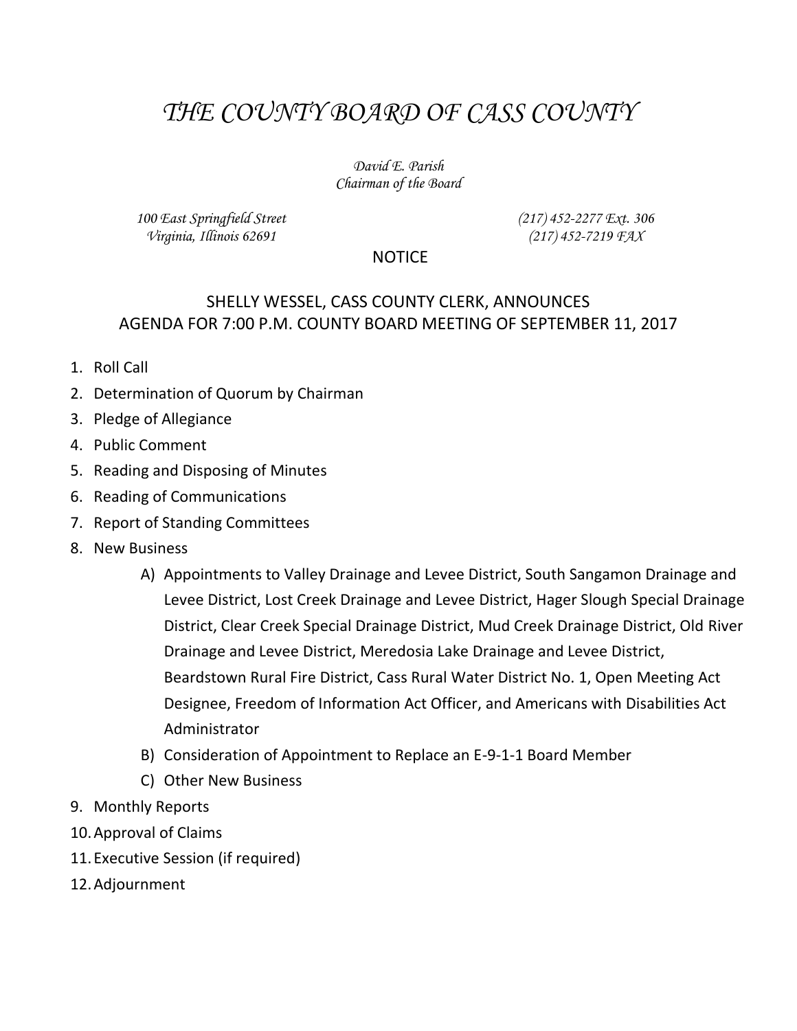# *THE COUNTY BOARD OF CASS COUNTY*

*David E. Parish*
*Chairman of the Board*

*100 East Springfield Street*
*Virginia, Illinois 62691*

*(217) 452-2277 Ext. 306*
*(217) 452-7219 FAX*

NOTICE

SHELLY WESSEL, CASS COUNTY CLERK, ANNOUNCES
AGENDA FOR 7:00 P.M. COUNTY BOARD MEETING OF SEPTEMBER 11, 2017

1. Roll Call
2. Determination of Quorum by Chairman
3. Pledge of Allegiance
4. Public Comment
5. Reading and Disposing of Minutes
6. Reading of Communications
7. Report of Standing Committees
8. New Business
   - A) Appointments to Valley Drainage and Levee District, South Sangamon Drainage and Levee District, Lost Creek Drainage and Levee District, Hager Slough Special Drainage District, Clear Creek Special Drainage District, Mud Creek Drainage District, Old River Drainage and Levee District, Meredosia Lake Drainage and Levee District, Beardstown Rural Fire District, Cass Rural Water District No. 1, Open Meeting Act Designee, Freedom of Information Act Officer, and Americans with Disabilities Act Administrator
   - B) Consideration of Appointment to Replace an E-9-1-1 Board Member
   - C) Other New Business
9. Monthly Reports
10. Approval of Claims
11. Executive Session (if required)
12. Adjournment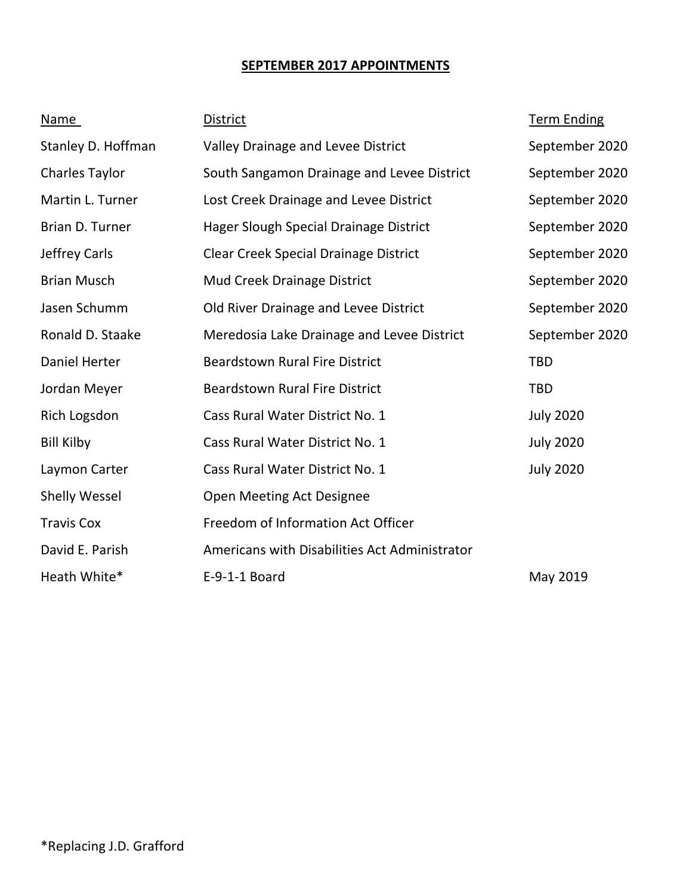## SEPTEMBER 2017 APPOINTMENTS

| Name | District | Term Ending |
|---|---|---|
| Stanley D. Hoffman | Valley Drainage and Levee District | September 2020 |
| Charles Taylor | South Sangamon Drainage and Levee District | September 2020 |
| Martin L. Turner | Lost Creek Drainage and Levee District | September 2020 |
| Brian D. Turner | Hager Slough Special Drainage District | September 2020 |
| Jeffrey Carls | Clear Creek Special Drainage District | September 2020 |
| Brian Musch | Mud Creek Drainage District | September 2020 |
| Jasen Schumm | Old River Drainage and Levee District | September 2020 |
| Ronald D. Staake | Meredosia Lake Drainage and Levee District | September 2020 |
| Daniel Herter | Beardstown Rural Fire District | TBD |
| Jordan Meyer | Beardstown Rural Fire District | TBD |
| Rich Logsdon | Cass Rural Water District No. 1 | July 2020 |
| Bill Kilby | Cass Rural Water District No. 1 | July 2020 |
| Laymon Carter | Cass Rural Water District No. 1 | July 2020 |
| Shelly Wessel | Open Meeting Act Designee | |
| Travis Cox | Freedom of Information Act Officer | |
| David E. Parish | Americans with Disabilities Act Administrator | |
| Heath White* | E-9-1-1 Board | May 2019 |

*Replacing J.D. Grafford